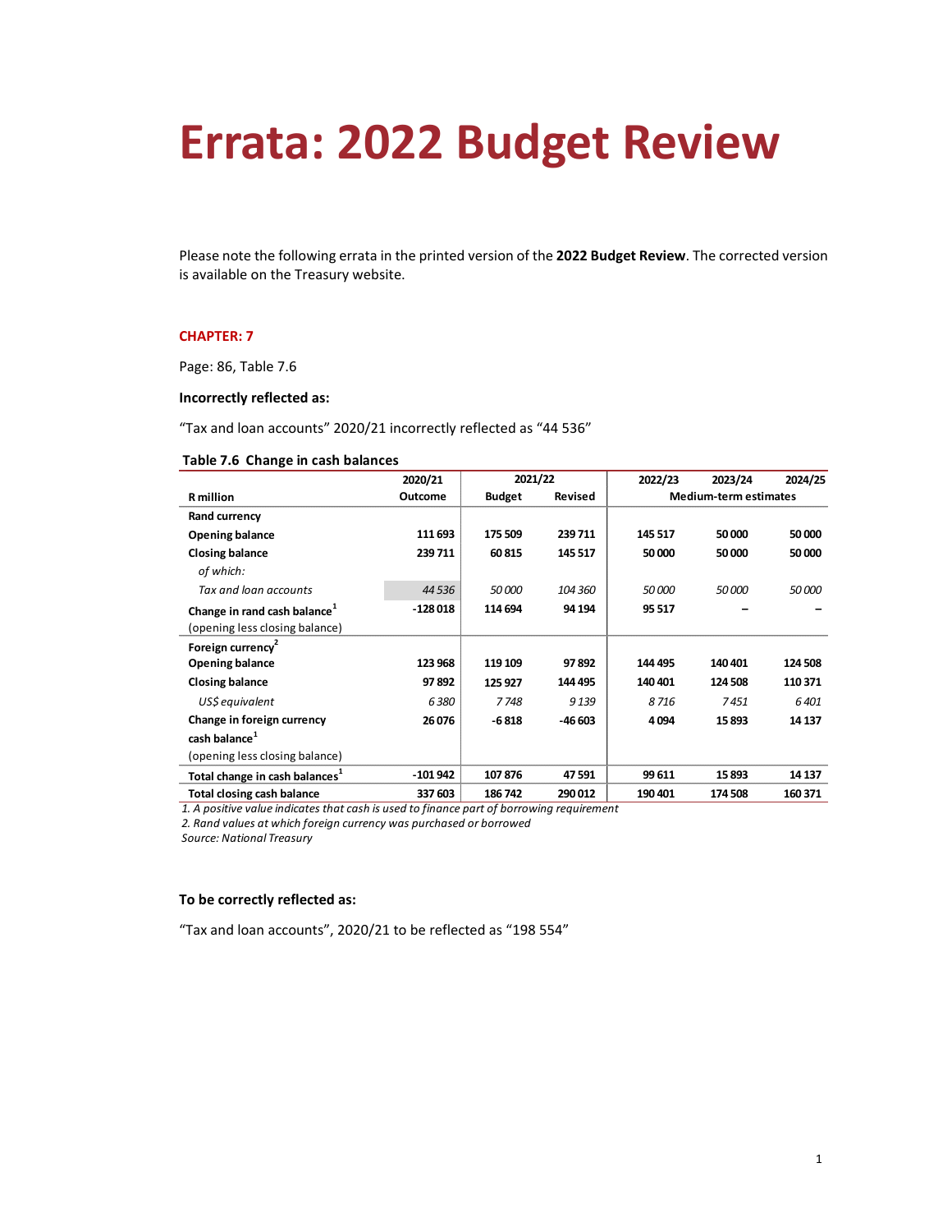# Errata: 2022 Budget Review

Please note the following errata in the printed version of the **2022 Budget Review**. The corrected version is available on the Treasury website.

**CHAPTER: 7**

Page: 86, Table 7.6

**Incorrectly reflected as:**

"Tax and loan accounts" 2020/21 incorrectly reflected as "44 536"

**Table 7.6 Change in cash balances**

| R million | 2020/21 Outcome | 2021/22 Budget | 2021/22 Revised | 2022/23 | 2023/24 | 2024/25 |
|---|---|---|---|---|---|---|
| | | | | Medium-term estimates | | |
| **Rand currency** | | | | | | |
| **Opening balance** | **111 693** | **175 509** | **239 711** | **145 517** | **50 000** | **50 000** |
| **Closing balance** | **239 711** | **60 815** | **145 517** | **50 000** | **50 000** | **50 000** |
| *of which:* | | | | | | |
| *Tax and loan accounts* | *44 536* | *50 000* | *104 360* | *50 000* | *50 000* | *50 000* |
| **Change in rand cash balance**[1] (opening less closing balance) | **-128 018** | **114 694** | **94 194** | **95 517** | **–** | **–** |
| **Foreign currency**[2] | | | | | | |
| **Opening balance** | **123 968** | **119 109** | **97 892** | **144 495** | **140 401** | **124 508** |
| **Closing balance** | **97 892** | **125 927** | **144 495** | **140 401** | **124 508** | **110 371** |
| *US$ equivalent* | *6 380* | *7 748* | *9 139* | *8 716* | *7 451* | *6 401* |
| **Change in foreign currency cash balance**[1] (opening less closing balance) | **26 076** | **-6 818** | **-46 603** | **4 094** | **15 893** | **14 137** |
| **Total change in cash balances**[1] | **-101 942** | **107 876** | **47 591** | **99 611** | **15 893** | **14 137** |
| **Total closing cash balance** | **337 603** | **186 742** | **290 012** | **190 401** | **174 508** | **160 371** |

*1. A positive value indicates that cash is used to finance part of borrowing requirement*
*2. Rand values at which foreign currency was purchased or borrowed*
*Source: National Treasury*

**To be correctly reflected as:**

"Tax and loan accounts", 2020/21 to be reflected as "198 554"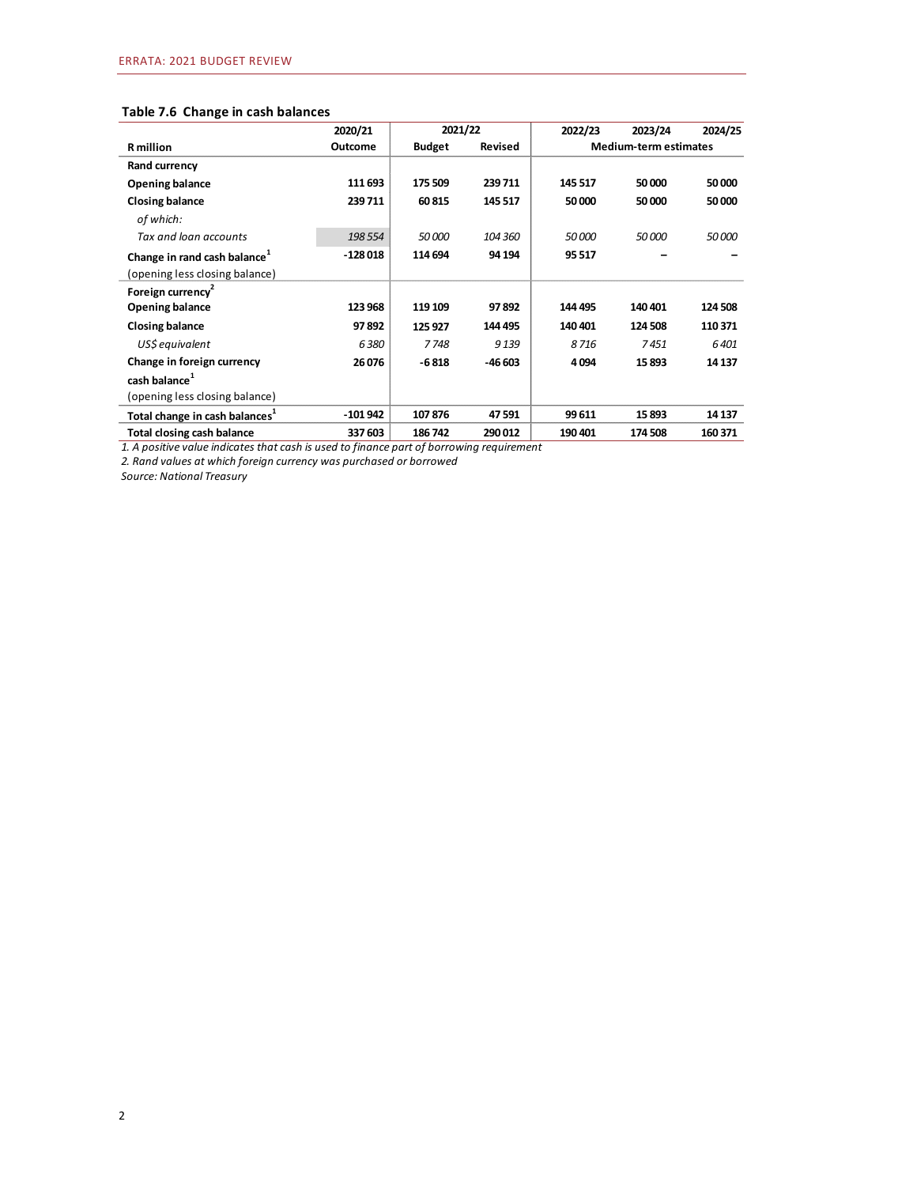## Table 7.6 Change in cash balances

| R million | 2020/21 Outcome | 2021/22 Budget | 2021/22 Revised | 2022/23 | 2023/24 | 2024/25 |
|---|---|---|---|---|---|---|
| | | | | Medium-term estimates | | |
| **Rand currency** | | | | | | |
| **Opening balance** | **111 693** | **175 509** | **239 711** | **145 517** | **50 000** | **50 000** |
| **Closing balance** | **239 711** | **60 815** | **145 517** | **50 000** | **50 000** | **50 000** |
| *of which:* | | | | | | |
| *Tax and loan accounts* | *198 554* | *50 000* | *104 360* | *50 000* | *50 000* | *50 000* |
| **Change in rand cash balance**[1] (opening less closing balance) | **-128 018** | **114 694** | **94 194** | **95 517** | **–** | **–** |
| **Foreign currency**[2] | | | | | | |
| **Opening balance** | **123 968** | **119 109** | **97 892** | **144 495** | **140 401** | **124 508** |
| **Closing balance** | **97 892** | **125 927** | **144 495** | **140 401** | **124 508** | **110 371** |
| *US$ equivalent* | *6 380* | *7 748* | *9 139* | *8 716* | *7 451* | *6 401* |
| **Change in foreign currency cash balance**[1] (opening less closing balance) | **26 076** | **-6 818** | **-46 603** | **4 094** | **15 893** | **14 137** |
| **Total change in cash balances**[1] | **-101 942** | **107 876** | **47 591** | **99 611** | **15 893** | **14 137** |
| **Total closing cash balance** | **337 603** | **186 742** | **290 012** | **190 401** | **174 508** | **160 371** |

*1. A positive value indicates that cash is used to finance part of borrowing requirement*
*2. Rand values at which foreign currency was purchased or borrowed*
*Source: National Treasury*